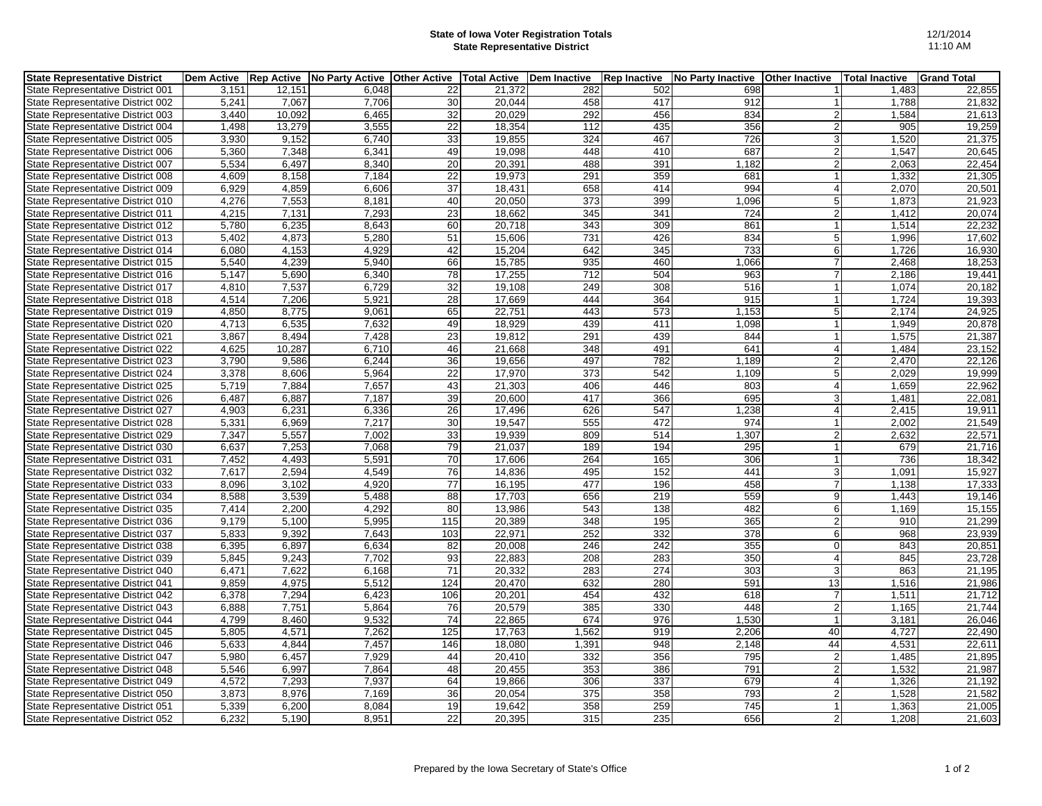**State of Iowa Voter Registration Totals**
**State Representative District**

12/1/2014
11:10 AM

| State Representative District | Dem Active | Rep Active | No Party Active | Other Active | Total Active | Dem Inactive | Rep Inactive | No Party Inactive | Other Inactive | Total Inactive | Grand Total |
|---|---|---|---|---|---|---|---|---|---|---|---|
| State Representative District 001 | 3,151 | 12,151 | 6,048 | 22 | 21,372 | 282 | 502 | 698 | 1 | 1,483 | 22,855 |
| State Representative District 002 | 5,241 | 7,067 | 7,706 | 30 | 20,044 | 458 | 417 | 912 | 1 | 1,788 | 21,832 |
| State Representative District 003 | 3,440 | 10,092 | 6,465 | 32 | 20,029 | 292 | 456 | 834 | 2 | 1,584 | 21,613 |
| State Representative District 004 | 1,498 | 13,279 | 3,555 | 22 | 18,354 | 112 | 435 | 356 | 2 | 905 | 19,259 |
| State Representative District 005 | 3,930 | 9,152 | 6,740 | 33 | 19,855 | 324 | 467 | 726 | 3 | 1,520 | 21,375 |
| State Representative District 006 | 5,360 | 7,348 | 6,341 | 49 | 19,098 | 448 | 410 | 687 | 2 | 1,547 | 20,645 |
| State Representative District 007 | 5,534 | 6,497 | 8,340 | 20 | 20,391 | 488 | 391 | 1,182 | 2 | 2,063 | 22,454 |
| State Representative District 008 | 4,609 | 8,158 | 7,184 | 22 | 19,973 | 291 | 359 | 681 | 1 | 1,332 | 21,305 |
| State Representative District 009 | 6,929 | 4,859 | 6,606 | 37 | 18,431 | 658 | 414 | 994 | 4 | 2,070 | 20,501 |
| State Representative District 010 | 4,276 | 7,553 | 8,181 | 40 | 20,050 | 373 | 399 | 1,096 | 5 | 1,873 | 21,923 |
| State Representative District 011 | 4,215 | 7,131 | 7,293 | 23 | 18,662 | 345 | 341 | 724 | 2 | 1,412 | 20,074 |
| State Representative District 012 | 5,780 | 6,235 | 8,643 | 60 | 20,718 | 343 | 309 | 861 | 1 | 1,514 | 22,232 |
| State Representative District 013 | 5,402 | 4,873 | 5,280 | 51 | 15,606 | 731 | 426 | 834 | 5 | 1,996 | 17,602 |
| State Representative District 014 | 6,080 | 4,153 | 4,929 | 42 | 15,204 | 642 | 345 | 733 | 6 | 1,726 | 16,930 |
| State Representative District 015 | 5,540 | 4,239 | 5,940 | 66 | 15,785 | 935 | 460 | 1,066 | 7 | 2,468 | 18,253 |
| State Representative District 016 | 5,147 | 5,690 | 6,340 | 78 | 17,255 | 712 | 504 | 963 | 7 | 2,186 | 19,441 |
| State Representative District 017 | 4,810 | 7,537 | 6,729 | 32 | 19,108 | 249 | 308 | 516 | 1 | 1,074 | 20,182 |
| State Representative District 018 | 4,514 | 7,206 | 5,921 | 28 | 17,669 | 444 | 364 | 915 | 1 | 1,724 | 19,393 |
| State Representative District 019 | 4,850 | 8,775 | 9,061 | 65 | 22,751 | 443 | 573 | 1,153 | 5 | 2,174 | 24,925 |
| State Representative District 020 | 4,713 | 6,535 | 7,632 | 49 | 18,929 | 439 | 411 | 1,098 | 1 | 1,949 | 20,878 |
| State Representative District 021 | 3,867 | 8,494 | 7,428 | 23 | 19,812 | 291 | 439 | 844 | 1 | 1,575 | 21,387 |
| State Representative District 022 | 4,625 | 10,287 | 6,710 | 46 | 21,668 | 348 | 491 | 641 | 4 | 1,484 | 23,152 |
| State Representative District 023 | 3,790 | 9,586 | 6,244 | 36 | 19,656 | 497 | 782 | 1,189 | 2 | 2,470 | 22,126 |
| State Representative District 024 | 3,378 | 8,606 | 5,964 | 22 | 17,970 | 373 | 542 | 1,109 | 5 | 2,029 | 19,999 |
| State Representative District 025 | 5,719 | 7,884 | 7,657 | 43 | 21,303 | 406 | 446 | 803 | 4 | 1,659 | 22,962 |
| State Representative District 026 | 6,487 | 6,887 | 7,187 | 39 | 20,600 | 417 | 366 | 695 | 3 | 1,481 | 22,081 |
| State Representative District 027 | 4,903 | 6,231 | 6,336 | 26 | 17,496 | 626 | 547 | 1,238 | 4 | 2,415 | 19,911 |
| State Representative District 028 | 5,331 | 6,969 | 7,217 | 30 | 19,547 | 555 | 472 | 974 | 1 | 2,002 | 21,549 |
| State Representative District 029 | 7,347 | 5,557 | 7,002 | 33 | 19,939 | 809 | 514 | 1,307 | 2 | 2,632 | 22,571 |
| State Representative District 030 | 6,637 | 7,253 | 7,068 | 79 | 21,037 | 189 | 194 | 295 | 1 | 679 | 21,716 |
| State Representative District 031 | 7,452 | 4,493 | 5,591 | 70 | 17,606 | 264 | 165 | 306 | 1 | 736 | 18,342 |
| State Representative District 032 | 7,617 | 2,594 | 4,549 | 76 | 14,836 | 495 | 152 | 441 | 3 | 1,091 | 15,927 |
| State Representative District 033 | 8,096 | 3,102 | 4,920 | 77 | 16,195 | 477 | 196 | 458 | 7 | 1,138 | 17,333 |
| State Representative District 034 | 8,588 | 3,539 | 5,488 | 88 | 17,703 | 656 | 219 | 559 | 9 | 1,443 | 19,146 |
| State Representative District 035 | 7,414 | 2,200 | 4,292 | 80 | 13,986 | 543 | 138 | 482 | 6 | 1,169 | 15,155 |
| State Representative District 036 | 9,179 | 5,100 | 5,995 | 115 | 20,389 | 348 | 195 | 365 | 2 | 910 | 21,299 |
| State Representative District 037 | 5,833 | 9,392 | 7,643 | 103 | 22,971 | 252 | 332 | 378 | 6 | 968 | 23,939 |
| State Representative District 038 | 6,395 | 6,897 | 6,634 | 82 | 20,008 | 246 | 242 | 355 | 0 | 843 | 20,851 |
| State Representative District 039 | 5,845 | 9,243 | 7,702 | 93 | 22,883 | 208 | 283 | 350 | 4 | 845 | 23,728 |
| State Representative District 040 | 6,471 | 7,622 | 6,168 | 71 | 20,332 | 283 | 274 | 303 | 3 | 863 | 21,195 |
| State Representative District 041 | 9,859 | 4,975 | 5,512 | 124 | 20,470 | 632 | 280 | 591 | 13 | 1,516 | 21,986 |
| State Representative District 042 | 6,378 | 7,294 | 6,423 | 106 | 20,201 | 454 | 432 | 618 | 7 | 1,511 | 21,712 |
| State Representative District 043 | 6,888 | 7,751 | 5,864 | 76 | 20,579 | 385 | 330 | 448 | 2 | 1,165 | 21,744 |
| State Representative District 044 | 4,799 | 8,460 | 9,532 | 74 | 22,865 | 674 | 976 | 1,530 | 1 | 3,181 | 26,046 |
| State Representative District 045 | 5,805 | 4,571 | 7,262 | 125 | 17,763 | 1,562 | 919 | 2,206 | 40 | 4,727 | 22,490 |
| State Representative District 046 | 5,633 | 4,844 | 7,457 | 146 | 18,080 | 1,391 | 948 | 2,148 | 44 | 4,531 | 22,611 |
| State Representative District 047 | 5,980 | 6,457 | 7,929 | 44 | 20,410 | 332 | 356 | 795 | 2 | 1,485 | 21,895 |
| State Representative District 048 | 5,546 | 6,997 | 7,864 | 48 | 20,455 | 353 | 386 | 791 | 2 | 1,532 | 21,987 |
| State Representative District 049 | 4,572 | 7,293 | 7,937 | 64 | 19,866 | 306 | 337 | 679 | 4 | 1,326 | 21,192 |
| State Representative District 050 | 3,873 | 8,976 | 7,169 | 36 | 20,054 | 375 | 358 | 793 | 2 | 1,528 | 21,582 |
| State Representative District 051 | 5,339 | 6,200 | 8,084 | 19 | 19,642 | 358 | 259 | 745 | 1 | 1,363 | 21,005 |
| State Representative District 052 | 6,232 | 5,190 | 8,951 | 22 | 20,395 | 315 | 235 | 656 | 2 | 1,208 | 21,603 |

Prepared by the Iowa Secretary of State's Office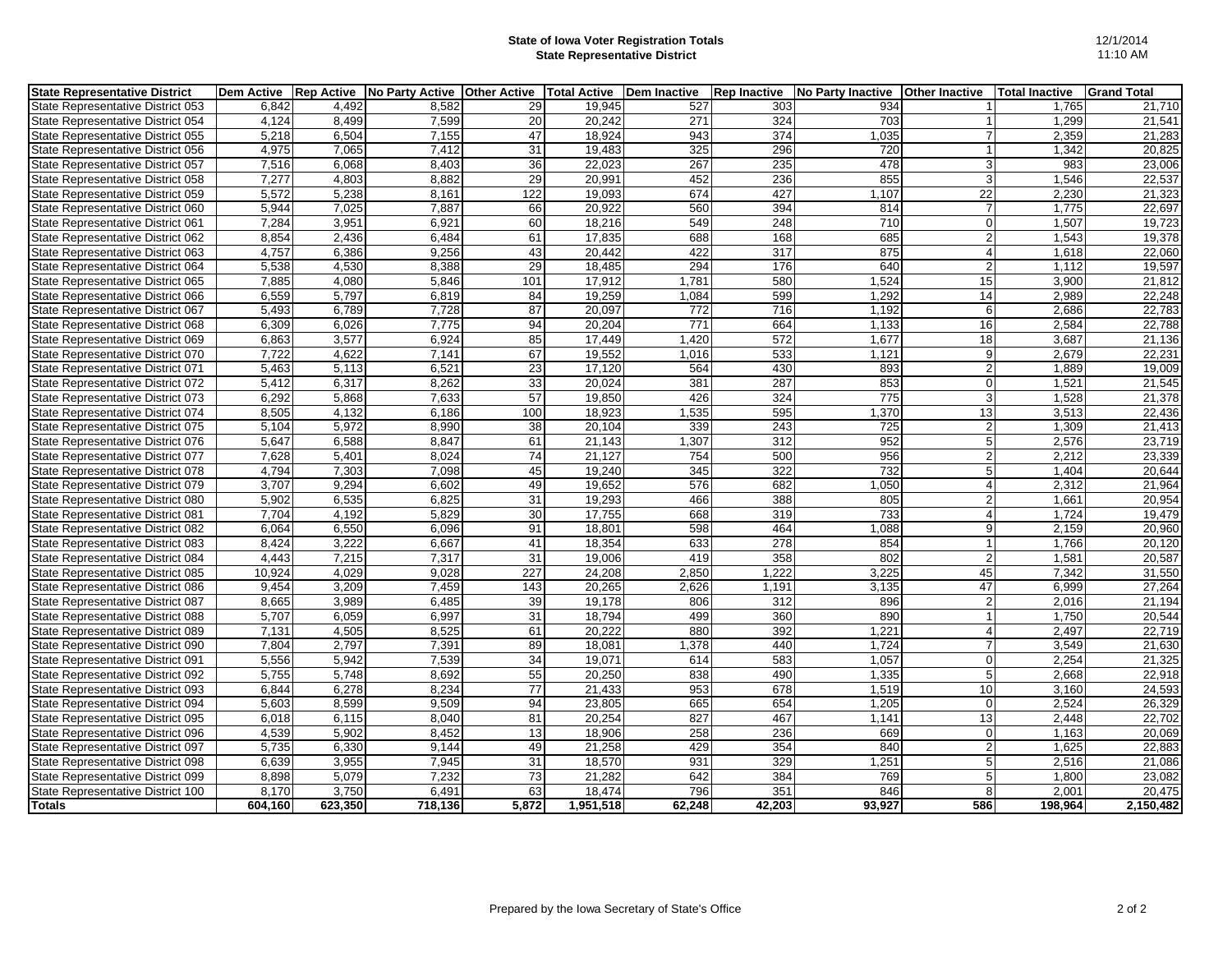**State of Iowa Voter Registration Totals**
**State Representative District**

12/1/2014
11:10 AM

| State Representative District | Dem Active | Rep Active | No Party Active | Other Active | Total Active | Dem Inactive | Rep Inactive | No Party Inactive | Other Inactive | Total Inactive | Grand Total |
|---|---|---|---|---|---|---|---|---|---|---|---|
| State Representative District 053 | 6,842 | 4,492 | 8,582 | 29 | 19,945 | 527 | 303 | 934 | 1 | 1,765 | 21,710 |
| State Representative District 054 | 4,124 | 8,499 | 7,599 | 20 | 20,242 | 271 | 324 | 703 | 1 | 1,299 | 21,541 |
| State Representative District 055 | 5,218 | 6,504 | 7,155 | 47 | 18,924 | 943 | 374 | 1,035 | 7 | 2,359 | 21,283 |
| State Representative District 056 | 4,975 | 7,065 | 7,412 | 31 | 19,483 | 325 | 296 | 720 | 1 | 1,342 | 20,825 |
| State Representative District 057 | 7,516 | 6,068 | 8,403 | 36 | 22,023 | 267 | 235 | 478 | 3 | 983 | 23,006 |
| State Representative District 058 | 7,277 | 4,803 | 8,882 | 29 | 20,991 | 452 | 236 | 855 | 3 | 1,546 | 22,537 |
| State Representative District 059 | 5,572 | 5,238 | 8,161 | 122 | 19,093 | 674 | 427 | 1,107 | 22 | 2,230 | 21,323 |
| State Representative District 060 | 5,944 | 7,025 | 7,887 | 66 | 20,922 | 560 | 394 | 814 | 7 | 1,775 | 22,697 |
| State Representative District 061 | 7,284 | 3,951 | 6,921 | 60 | 18,216 | 549 | 248 | 710 | 0 | 1,507 | 19,723 |
| State Representative District 062 | 8,854 | 2,436 | 6,484 | 61 | 17,835 | 688 | 168 | 685 | 2 | 1,543 | 19,378 |
| State Representative District 063 | 4,757 | 6,386 | 9,256 | 43 | 20,442 | 422 | 317 | 875 | 4 | 1,618 | 22,060 |
| State Representative District 064 | 5,538 | 4,530 | 8,388 | 29 | 18,485 | 294 | 176 | 640 | 2 | 1,112 | 19,597 |
| State Representative District 065 | 7,885 | 4,080 | 5,846 | 101 | 17,912 | 1,781 | 580 | 1,524 | 15 | 3,900 | 21,812 |
| State Representative District 066 | 6,559 | 5,797 | 6,819 | 84 | 19,259 | 1,084 | 599 | 1,292 | 14 | 2,989 | 22,248 |
| State Representative District 067 | 5,493 | 6,789 | 7,728 | 87 | 20,097 | 772 | 716 | 1,192 | 6 | 2,686 | 22,783 |
| State Representative District 068 | 6,309 | 6,026 | 7,775 | 94 | 20,204 | 771 | 664 | 1,133 | 16 | 2,584 | 22,788 |
| State Representative District 069 | 6,863 | 3,577 | 6,924 | 85 | 17,449 | 1,420 | 572 | 1,677 | 18 | 3,687 | 21,136 |
| State Representative District 070 | 7,722 | 4,622 | 7,141 | 67 | 19,552 | 1,016 | 533 | 1,121 | 9 | 2,679 | 22,231 |
| State Representative District 071 | 5,463 | 5,113 | 6,521 | 23 | 17,120 | 564 | 430 | 893 | 2 | 1,889 | 19,009 |
| State Representative District 072 | 5,412 | 6,317 | 8,262 | 33 | 20,024 | 381 | 287 | 853 | 0 | 1,521 | 21,545 |
| State Representative District 073 | 6,292 | 5,868 | 7,633 | 57 | 19,850 | 426 | 324 | 775 | 3 | 1,528 | 21,378 |
| State Representative District 074 | 8,505 | 4,132 | 6,186 | 100 | 18,923 | 1,535 | 595 | 1,370 | 13 | 3,513 | 22,436 |
| State Representative District 075 | 5,104 | 5,972 | 8,990 | 38 | 20,104 | 339 | 243 | 725 | 2 | 1,309 | 21,413 |
| State Representative District 076 | 5,647 | 6,588 | 8,847 | 61 | 21,143 | 1,307 | 312 | 952 | 5 | 2,576 | 23,719 |
| State Representative District 077 | 7,628 | 5,401 | 8,024 | 74 | 21,127 | 754 | 500 | 956 | 2 | 2,212 | 23,339 |
| State Representative District 078 | 4,794 | 7,303 | 7,098 | 45 | 19,240 | 345 | 322 | 732 | 5 | 1,404 | 20,644 |
| State Representative District 079 | 3,707 | 9,294 | 6,602 | 49 | 19,652 | 576 | 682 | 1,050 | 4 | 2,312 | 21,964 |
| State Representative District 080 | 5,902 | 6,535 | 6,825 | 31 | 19,293 | 466 | 388 | 805 | 2 | 1,661 | 20,954 |
| State Representative District 081 | 7,704 | 4,192 | 5,829 | 30 | 17,755 | 668 | 319 | 733 | 4 | 1,724 | 19,479 |
| State Representative District 082 | 6,064 | 6,550 | 6,096 | 91 | 18,801 | 598 | 464 | 1,088 | 9 | 2,159 | 20,960 |
| State Representative District 083 | 8,424 | 3,222 | 6,667 | 41 | 18,354 | 633 | 278 | 854 | 1 | 1,766 | 20,120 |
| State Representative District 084 | 4,443 | 7,215 | 7,317 | 31 | 19,006 | 419 | 358 | 802 | 2 | 1,581 | 20,587 |
| State Representative District 085 | 10,924 | 4,029 | 9,028 | 227 | 24,208 | 2,850 | 1,222 | 3,225 | 45 | 7,342 | 31,550 |
| State Representative District 086 | 9,454 | 3,209 | 7,459 | 143 | 20,265 | 2,626 | 1,191 | 3,135 | 47 | 6,999 | 27,264 |
| State Representative District 087 | 8,665 | 3,989 | 6,485 | 39 | 19,178 | 806 | 312 | 896 | 2 | 2,016 | 21,194 |
| State Representative District 088 | 5,707 | 6,059 | 6,997 | 31 | 18,794 | 499 | 360 | 890 | 1 | 1,750 | 20,544 |
| State Representative District 089 | 7,131 | 4,505 | 8,525 | 61 | 20,222 | 880 | 392 | 1,221 | 4 | 2,497 | 22,719 |
| State Representative District 090 | 7,804 | 2,797 | 7,391 | 89 | 18,081 | 1,378 | 440 | 1,724 | 7 | 3,549 | 21,630 |
| State Representative District 091 | 5,556 | 5,942 | 7,539 | 34 | 19,071 | 614 | 583 | 1,057 | 0 | 2,254 | 21,325 |
| State Representative District 092 | 5,755 | 5,748 | 8,692 | 55 | 20,250 | 838 | 490 | 1,335 | 5 | 2,668 | 22,918 |
| State Representative District 093 | 6,844 | 6,278 | 8,234 | 77 | 21,433 | 953 | 678 | 1,519 | 10 | 3,160 | 24,593 |
| State Representative District 094 | 5,603 | 8,599 | 9,509 | 94 | 23,805 | 665 | 654 | 1,205 | 0 | 2,524 | 26,329 |
| State Representative District 095 | 6,018 | 6,115 | 8,040 | 81 | 20,254 | 827 | 467 | 1,141 | 13 | 2,448 | 22,702 |
| State Representative District 096 | 4,539 | 5,902 | 8,452 | 13 | 18,906 | 258 | 236 | 669 | 0 | 1,163 | 20,069 |
| State Representative District 097 | 5,735 | 6,330 | 9,144 | 49 | 21,258 | 429 | 354 | 840 | 2 | 1,625 | 22,883 |
| State Representative District 098 | 6,639 | 3,955 | 7,945 | 31 | 18,570 | 931 | 329 | 1,251 | 5 | 2,516 | 21,086 |
| State Representative District 099 | 8,898 | 5,079 | 7,232 | 73 | 21,282 | 642 | 384 | 769 | 5 | 1,800 | 23,082 |
| State Representative District 100 | 8,170 | 3,750 | 6,491 | 63 | 18,474 | 796 | 351 | 846 | 8 | 2,001 | 20,475 |
| **Totals** | **604,160** | **623,350** | **718,136** | **5,872** | **1,951,518** | **62,248** | **42,203** | **93,927** | **586** | **198,964** | **2,150,482** |

Prepared by the Iowa Secretary of State's Office